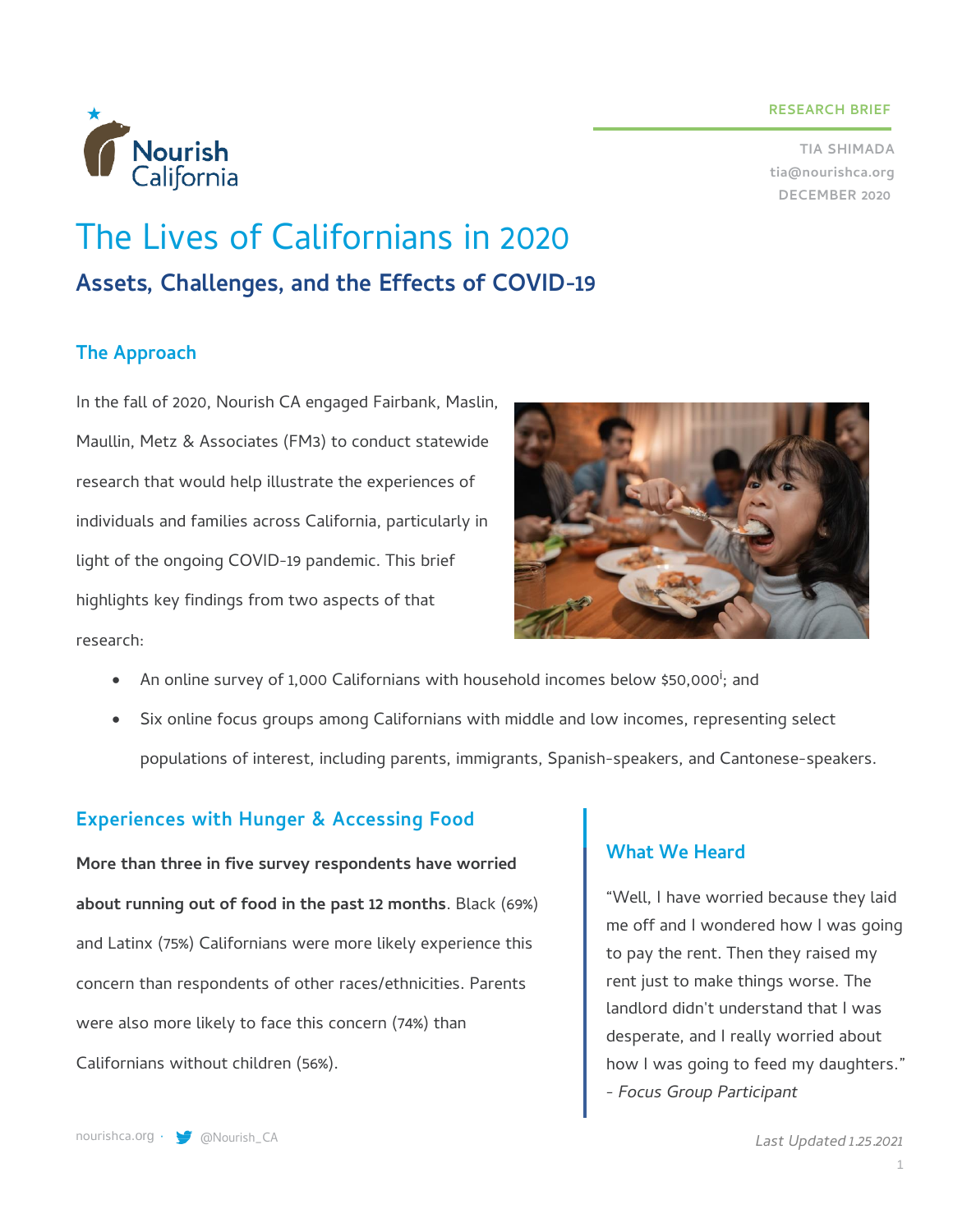RESEARCH BRIEF

TIA SHIMADA
tia@nourishca.org
DECEMBER 2020

# The Lives of Californians in 2020

## Assets, Challenges, and the Effects of COVID-19

### The Approach

In the fall of 2020, Nourish CA engaged Fairbank, Maslin, Maullin, Metz & Associates (FM3) to conduct statewide research that would help illustrate the experiences of individuals and families across California, particularly in light of the ongoing COVID-19 pandemic. This brief highlights key findings from two aspects of that research:

- An online survey of 1,000 Californians with household incomes below $50,000[i]; and
- Six online focus groups among Californians with middle and low incomes, representing select populations of interest, including parents, immigrants, Spanish-speakers, and Cantonese-speakers.

### Experiences with Hunger & Accessing Food

**More than three in five survey respondents have worried about running out of food in the past 12 months**. Black (69%) and Latinx (75%) Californians were more likely experience this concern than respondents of other races/ethnicities. Parents were also more likely to face this concern (74%) than Californians without children (56%).

### What We Heard

"Well, I have worried because they laid me off and I wondered how I was going to pay the rent. Then they raised my rent just to make things worse. The landlord didn't understand that I was desperate, and I really worried about how I was going to feed my daughters."
- *Focus Group Participant*

*Last Updated 1.25.2021*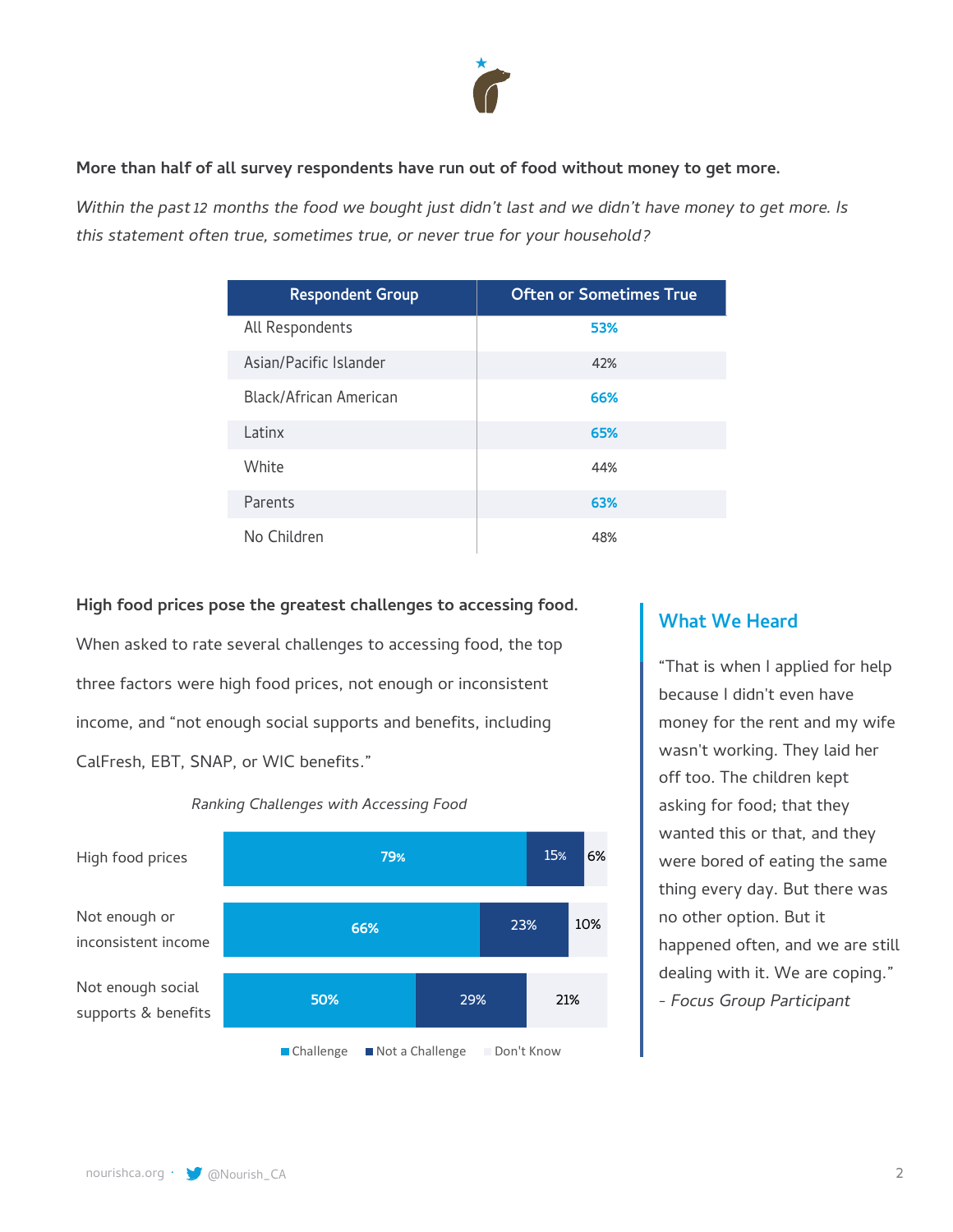**More than half of all survey respondents have run out of food without money to get more.**

*Within the past 12 months the food we bought just didn't last and we didn't have money to get more. Is this statement often true, sometimes true, or never true for your household?*

| Respondent Group | Often or Sometimes True |
|---|---|
| All Respondents | **53%** |
| Asian/Pacific Islander | 42% |
| Black/African American | **66%** |
| Latinx | **65%** |
| White | 44% |
| Parents | **63%** |
| No Children | 48% |

**High food prices pose the greatest challenges to accessing food.**

When asked to rate several challenges to accessing food, the top three factors were high food prices, not enough or inconsistent income, and "not enough social supports and benefits, including CalFresh, EBT, SNAP, or WIC benefits."

*Ranking Challenges with Accessing Food*

| | Challenge | Not a Challenge | Don't Know |
|---|---|---|---|
| High food prices | 79% | 15% | 6% |
| Not enough or inconsistent income | 66% | 23% | 10% |
| Not enough social supports & benefits | 50% | 29% | 21% |

## What We Heard

"That is when I applied for help because I didn't even have money for the rent and my wife wasn't working. They laid her off too. The children kept asking for food; that they wanted this or that, and they were bored of eating the same thing every day. But there was no other option. But it happened often, and we are still dealing with it. We are coping."

*- Focus Group Participant*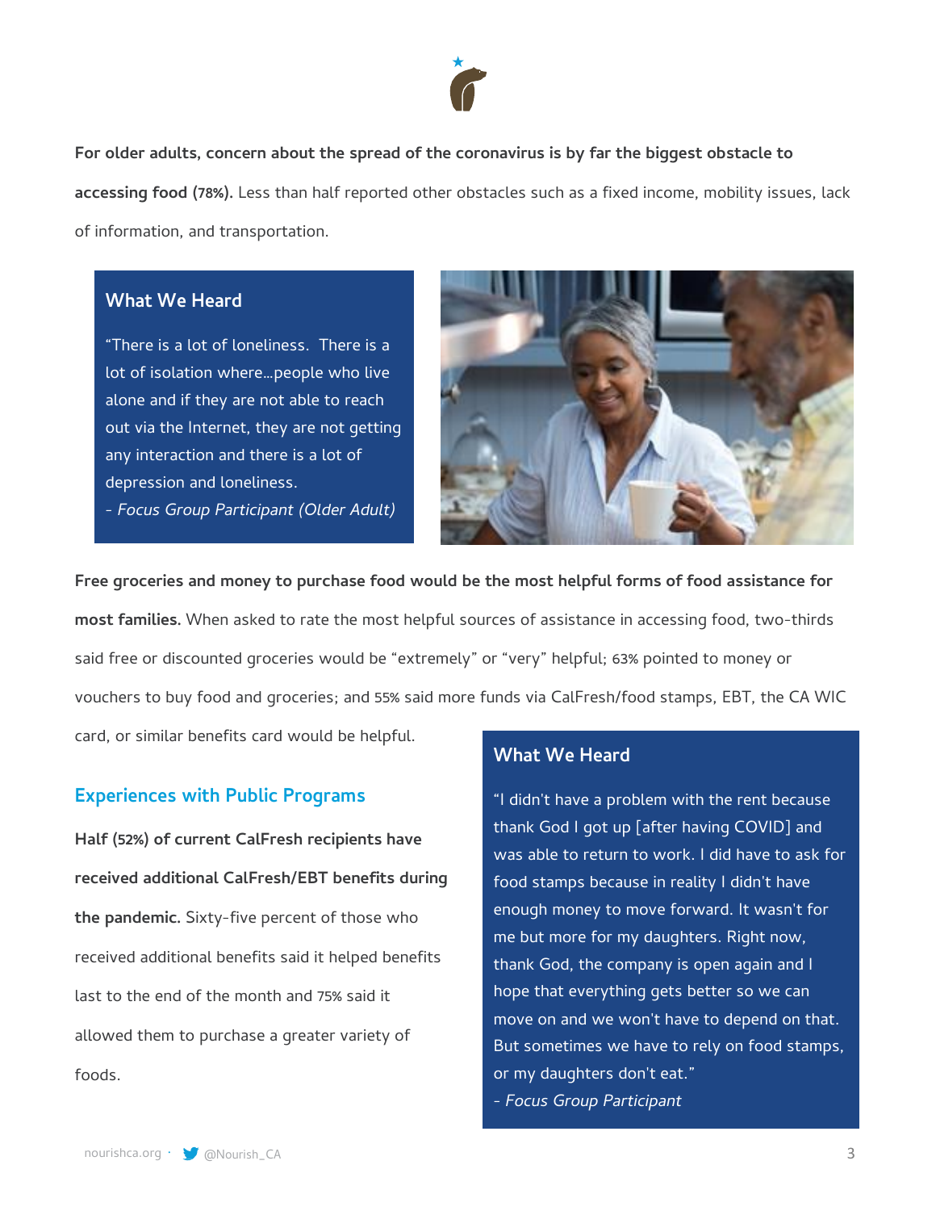**For older adults, concern about the spread of the coronavirus is by far the biggest obstacle to accessing food (78%).** Less than half reported other obstacles such as a fixed income, mobility issues, lack of information, and transportation.

### What We Heard

"There is a lot of loneliness. There is a lot of isolation where...people who live alone and if they are not able to reach out via the Internet, they are not getting any interaction and there is a lot of depression and loneliness.

*- Focus Group Participant (Older Adult)*

**Free groceries and money to purchase food would be the most helpful forms of food assistance for most families.** When asked to rate the most helpful sources of assistance in accessing food, two-thirds said free or discounted groceries would be "extremely" or "very" helpful; 63% pointed to money or vouchers to buy food and groceries; and 55% said more funds via CalFresh/food stamps, EBT, the CA WIC card, or similar benefits card would be helpful.

## Experiences with Public Programs

**Half (52%) of current CalFresh recipients have received additional CalFresh/EBT benefits during the pandemic.** Sixty-five percent of those who received additional benefits said it helped benefits last to the end of the month and 75% said it allowed them to purchase a greater variety of foods.

### What We Heard

"I didn't have a problem with the rent because thank God I got up [after having COVID] and was able to return to work. I did have to ask for food stamps because in reality I didn't have enough money to move forward. It wasn't for me but more for my daughters. Right now, thank God, the company is open again and I hope that everything gets better so we can move on and we won't have to depend on that. But sometimes we have to rely on food stamps, or my daughters don't eat."

*- Focus Group Participant*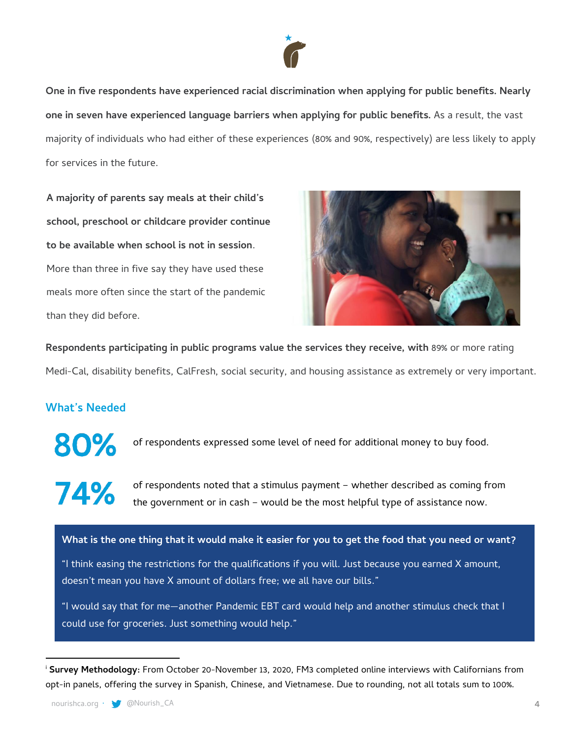**One in five respondents have experienced racial discrimination when applying for public benefits. Nearly one in seven have experienced language barriers when applying for public benefits.** As a result, the vast majority of individuals who had either of these experiences (80% and 90%, respectively) are less likely to apply for services in the future.

**A majority of parents say meals at their child's school, preschool or childcare provider continue to be available when school is not in session**. More than three in five say they have used these meals more often since the start of the pandemic than they did before.

**Respondents participating in public programs value the services they receive, with** 89% or more rating Medi-Cal, disability benefits, CalFresh, social security, and housing assistance as extremely or very important.

## What's Needed

**80%** of respondents expressed some level of need for additional money to buy food.

**74%** of respondents noted that a stimulus payment – whether described as coming from the government or in cash – would be the most helpful type of assistance now.

**What is the one thing that it would make it easier for you to get the food that you need or want?**

"I think easing the restrictions for the qualifications if you will. Just because you earned X amount, doesn't mean you have X amount of dollars free; we all have our bills."

"I would say that for me—another Pandemic EBT card would help and another stimulus check that I could use for groceries. Just something would help."

---

[i] **Survey Methodology:** From October 20-November 13, 2020, FM3 completed online interviews with Californians from opt-in panels, offering the survey in Spanish, Chinese, and Vietnamese. Due to rounding, not all totals sum to 100%.